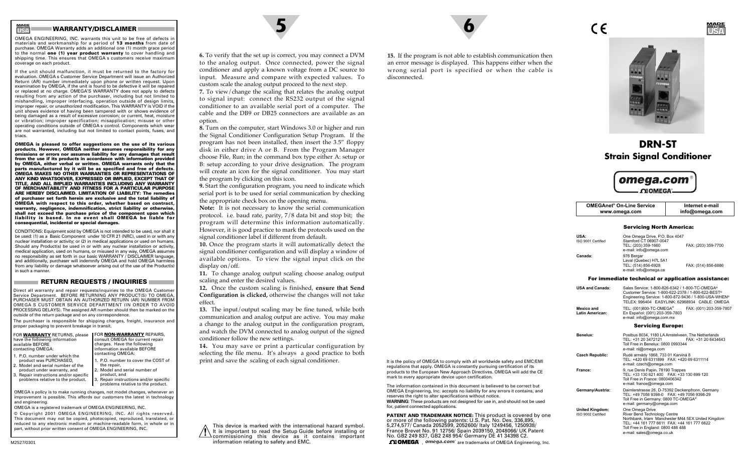## WARRANTY/DISCLAIMER

OMEGA ENGINEERING, INC. warrants this unit to be free of defects in materials and workmanship for a period of **13 months** from date of purchase. OMEGA Warranty adds an additional one (1) month grace period to the normal **one (1) year product warranty** to cover handling and shipping time. This ensures that OMEGA s customers receive maximum coverage on each product.

If the unit should malfunction, it must be returned to the factory for evaluation. OMEGA s Customer Service Department will issue an Authorized Return (AR) number immediately upon phone or written request. Upon examination by OMEGA, if the unit is found to be defective it will be repaired or replaced at no charge. OMEGA'S WARRANTY does not apply to defects resulting from any action of the purchaser, including but not limited to mishandling, improper interfacing, operation outside of design limits, improper repair, or unauthorized modification. This WARRANTY is VOID if the unit shows evidence of having been tampered with or shows evidence of being damaged as a result of excessive corrosion; or current, heat, moisture or vibration; improper specification; misapplication; misuse or other operating conditions outside of OMEGA s control. Components which wear are not warranted, including but not limited to contact points, fuses, and triacs.

**OMEGA is pleased to offer suggestions on the use of its various products. However, OMEGA neither assumes responsibility for any omissions or errors nor assumes liability for any damages that result from the use if its products in accordance with information provided by OMEGA, either verbal or written. OMEGA warrants only that the parts manufactured by it will be as specified and free of defects. OMEGA MAKES NO OTHER WARRANTIES OR REPRESENTATIONS OF ANY KIND WHATSOEVER, EXPRESSED OR IMPLIED, EXCEPT THAT OF TITLE, AND ALL IMPLIED WARRANTIES INCLUDING ANY WARRANTY OF MERCHANTABILITY AND FITNESS FOR A PARTICULAR PURPOSE ARE HEREBY DISCLAIMED. LIMITATION OF LIABILITY: The remedies of purchaser set forth herein are exclusive and the total liability of OMEGA with respect to this order, whether based on contract, warranty, negligence, indemnification, strict liability or otherwise, shall not exceed the purchase price of the component upon which liability is based. In no event shall OMEGA be liable for consequential, incidental or special damages.**

CONDITIONS: Equipment sold by OMEGA is not intended to be used, nor shall it be used: (1) as a Basic Component under 10 CFR 21 (NRC), used in or with any nuclear installation or activity; or (2) in medical applications or used on humans. Should any Product(s) be used in or with any nuclear installation or activity, medical application, used on humans, or misused in any way, OMEGA assumes no responsibility as set forth in our basic WARRANTY / DISCLAIMER language, and additionally, purchaser will indemnify OMEGA and hold OMEGA harmless from any liability or damage whatsoever arising out of the use of the Product(s) in such a manner.

## RETURN REQUESTS / INQUIRIES

Direct all warranty and repair requests/inquiries to the OMEGA Customer Service Department. BEFORE RETURNING ANY PRODUCT(S) TO OMEGA, PURCHASER MUST OBTAIN AN AUTHORIZED RETURN (AR) NUMBER FROM OMEGA S CUSTOMER SERVICE DEPARTMENT (IN ORDER TO AVOID PROCESSING DELAYS). The assigned AR number should then be marked on the outside of the return package and on any correspondence.

The purchaser is responsible for shipping charges, freight, insurance and proper packaging to prevent breakage in transit.

FOR **WARRANTY** RETURNS, please have the following information available BEFORE contacting OMEGA:

1. P.O. number under which the product was PURCHASED,
2. Model and serial number of the product under warranty, and
3. Repair instructions and/or specific problems relative to the product.

FOR **NON-WARRANTY** REPAIRS, consult OMEGA for current repair charges. Have the following information available BEFORE contacting OMEGA:

1. P.O. number to cover the COST of the repair,
2. Model and serial number of product, and
3. Repair instructions and/or specific problems relative to the product.

OMEGA s policy is to make running changes, not model changes, whenever an improvement is possible. This affords our customers the latest in technology and engineering.

OMEGA is a registered trademark of OMEGA ENGINEERING, INC.

© Copyright 2001 OMEGA ENGINEERING, INC. All rights reserved. This document may not be copied, photocopied, reproduced, translated, or reduced to any electronic medium or machine-readable form, in whole or in part, without prior written consent of OMEGA ENGINEERING, INC.

M2527/0301

**6.** To verify that the set up is correct, you may connect a DVM to the analog output. Once connected, power the signal conditioner and apply a known voltage from a DC source to input. Measure and compare with expected values. To custom scale the analog output proceed to the next step.

**7.** To view/change the scaling that relates the analog output to signal input: connect the RS232 output of the signal conditioner to an available serial port of a computer. The cable and the DB9 or DB25 connectors are available as an option.

**8.** Turn on the computer, start Windows 3.0 or higher and run the Signal Conditioner Configuration Setup Program. If the program has not been installed, then insert the 3.5" floppy disk in either drive A or B. From the Program Manager choose File, Run; in the command box type either A: setup or B: setup according to your drive designation. The program will create an icon for the signal conditioner. You may start the program by clicking on this icon.

**9.** Start the configuration program, you need to indicate which serial port is to be used for serial communication by checking the appropriate check box on the opening menu.

**Note:** It is not necessary to know the serial communication protocol. i.e. baud rate, parity, 7/8 data bit and stop bit; the program will determine this information automatically. However, it is good practice to mark the protocols used on the signal conditioner label if different from default.

**10.** Once the program starts it will automatically detect the signal conditioner configuration and will display a window of available options. To view the signal input click on the display on/off.

**11.** To change analog output scaling choose analog output scaling and enter the desired values.

**12.** Once the custom scaling is finished, **ensure that Send Configuration is clicked,** otherwise the changes will not take effect.

**13.** The input/output scaling may be fine tuned, while both communication and analog output are active. You may make a change to the analog output in the configuration program, and watch the DVM connected to analog output of the signed conditioner follow the new settings.

**14.** You may save or print a particular configuration by selecting the file menu. It's always a good practice to both print and save the scaling of each signal conditioner.

This device is marked with the international hazard symbol. It is important to read the Setup Guide before installing or commissioning this device as it contains important information relating to safety and EMC.

**15.** If the program is not able to establish communication then an error message is displayed. This happens either when the wrong serial port is specified or when the cable is disconnected.

It is the policy of OMEGA to comply with all worldwide safety and EMC/EMI regulations that apply. OMEGA is constantly pursuing certification of its products to the European New Approach Directives. OMEGA will add the CE mark to every appropriate device upon certification.

The information contained in this document is believed to be correct but OMEGA Engineering, Inc. accepts no liability for any errors it contains, and reserves the right to alter specifications without notice.

**WARNING:** These products are not designed for use in, and should not be used for, patient connected applications.

**PATENT AND TRADEMARK NOTICE:** This product is covered by one or more of the following patents: U.S. Pat. No. Des. 336,895, 5,274,577/ Canada 2052599, 2052600/ Italy 1249456, 1250938/ France Brevet No. 91 12756/ Spain 2039150, 2048066/ UK Patent No. GB2 249 837, GB2 248 954/ Germany DE 41 34398 C2.

OMEGA®, omega.com® are trademarks of OMEGA Engineering, Inc.

# DRN-ST
## Strain Signal Conditioner

| OMEGAnet® On-Line Service www.omega.com | Internet e-mail info@omega.com |
|---|---|

### Servicing North America:

**USA:** ISO 9001 Certified
One Omega Drive, P.O. Box 4047
Stamford CT 06907-0047
TEL: (203) 359-1660 FAX: (203) 359-7700
e-mail: info@omega.com

**Canada:**
976 Bergar
Laval (Quebec) H7L 5A1
TEL: (514) 856-6928 FAX: (514) 856-6886
e-mail: info@omega.ca

### For immediate technical or application assistance:

**USA and Canada:**
Sales Service: 1-800-826-6342 / 1-800-TC-OMEGA®
Customer Service: 1-800-622-2378 / 1-800-622-BEST®
Engineering Service: 1-800-872-9436 / 1-800-USA-WHEN®
TELEX: 996404 EASYLINK: 62968934 CABLE: OMEGA

**Mexico and Latin American:**
TEL: (001)800-TC-OMEGA® FAX: (001) 203-359-7807
En Español: (001) 203-359-7803
e-mail: info@omega.com.mx

### Servicing Europe:

**Benelux:**
Postbus 8034, 1180 LA Amstelveen, The Netherlands
TEL: +31 20 3472121 FAX: +31 20 6434643
Toll Free in Benelux: 0800 0993344
e-mail: nl@omega.com

**Czech Republic:**
Rudé armády 1868, 733 01 Karviná 8
TEL: +420 69 6311899 FAX: +420 69 6311114
e-mail: czech@omega.com

**France:**
9, rue Denis Papin, 78190 Trappes
TEL: +33 130 621 400 FAX: +33 130 699 120
Toll Free in France: 0800406342
e-mail: france@omega.com

**Germany/Austria:**
Daimlerstrasse 26, D-75392 Deckenpfronn, Germany
TEL: +49 7056 9398-0 FAX: +49 7056 9398-29
Toll Free in Germany: 0800 TC-OMEGA®
e-mail: germany@omega.com

**United Kingdom:** ISO 9002 Certified
One Omega Drive
River Bend Technology Centre
Northbank, Irlam Manchester M44 5EX United Kingdom
TEL: +44 161 777 6611 FAX: +44 161 777 6622
Toll Free in England: 0800 488 488
e-mail: sales@omega.co.uk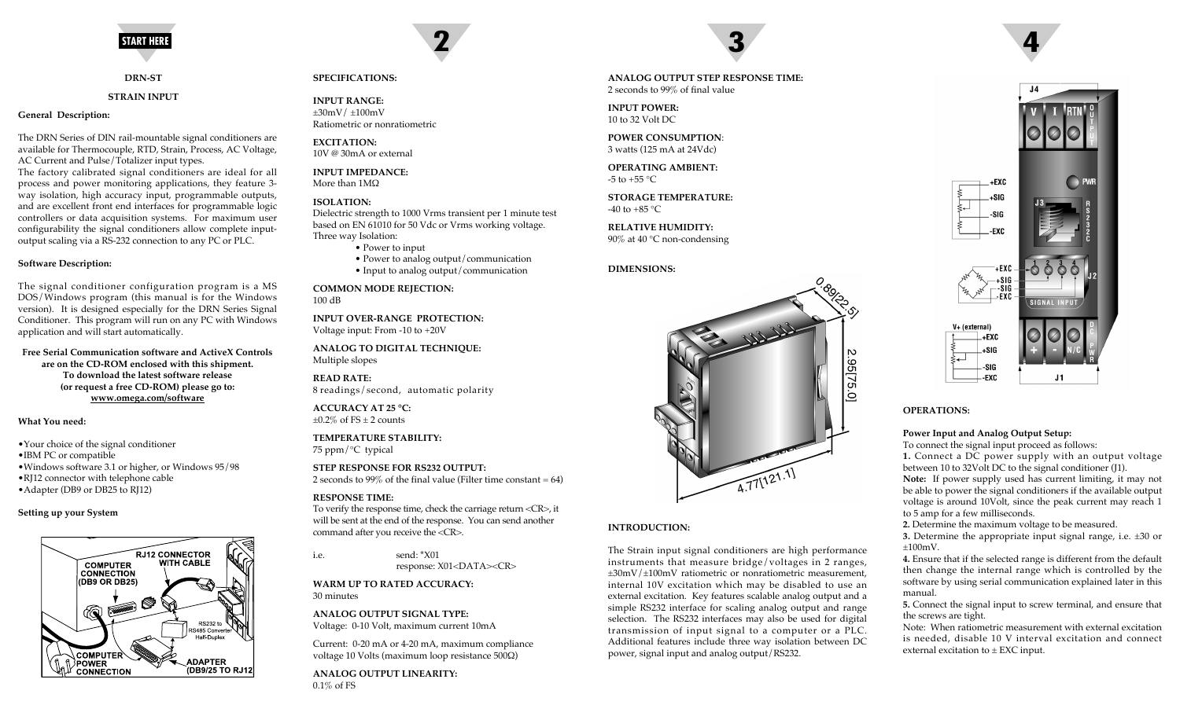START HERE

**DRN-ST**

**STRAIN INPUT**

**General Description:**

The DRN Series of DIN rail-mountable signal conditioners are available for Thermocouple, RTD, Strain, Process, AC Voltage, AC Current and Pulse/Totalizer input types.
The factory calibrated signal conditioners are ideal for all process and power monitoring applications, they feature 3-way isolation, high accuracy input, programmable outputs, and are excellent front end interfaces for programmable logic controllers or data acquisition systems. For maximum user configurability the signal conditioners allow complete input-output scaling via a RS-232 connection to any PC or PLC.

**Software Description:**

The signal conditioner configuration program is a MS DOS/Windows program (this manual is for the Windows version). It is designed especially for the DRN Series Signal Conditioner. This program will run on any PC with Windows application and will start automatically.

**Free Serial Communication software and ActiveX Controls are on the CD-ROM enclosed with this shipment. To download the latest software release (or request a free CD-ROM) please go to: www.omega.com/software**

**What You need:**

- Your choice of the signal conditioner
- IBM PC or compatible
- Windows software 3.1 or higher, or Windows 95/98
- RJ12 connector with telephone cable
- Adapter (DB9 or DB25 to RJ12)

**Setting up your System**

RJ12 CONNECTOR WITH CABLE
COMPUTER CONNECTION (DB9 OR DB25)
RS232 to RS485 Converter Half-Duplex
COMPUTER POWER CONNECTION
ADAPTER (DB9/25 TO RJ12)

**SPECIFICATIONS:**

**INPUT RANGE:**
±30mV/ ±100mV
Ratiometric or nonratiometric

**EXCITATION:**
10V @ 30mA or external

**INPUT IMPEDANCE:**
More than 1MΩ

**ISOLATION:**
Dielectric strength to 1000 Vrms transient per 1 minute test based on EN 61010 for 50 Vdc or Vrms working voltage.
Three way Isolation:

- Power to input
- Power to analog output/communication
- Input to analog output/communication

**COMMON MODE REJECTION:**
100 dB

**INPUT OVER-RANGE PROTECTION:**
Voltage input: From -10 to +20V

**ANALOG TO DIGITAL TECHNIQUE:**
Multiple slopes

**READ RATE:**
8 readings/second, automatic polarity

**ACCURACY AT 25 °C:**
±0.2% of FS ± 2 counts

**TEMPERATURE STABILITY:**
75 ppm/°C typical

**STEP RESPONSE FOR RS232 OUTPUT:**
2 seconds to 99% of the final value (Filter time constant = 64)

**RESPONSE TIME:**
To verify the response time, check the carriage return <CR>, it will be sent at the end of the response. You can send another command after you receive the <CR>.

i.e. send: *X01
response: X01<DATA><CR>

**WARM UP TO RATED ACCURACY:**
30 minutes

**ANALOG OUTPUT SIGNAL TYPE:**
Voltage: 0-10 Volt, maximum current 10mA

Current: 0-20 mA or 4-20 mA, maximum compliance voltage 10 Volts (maximum loop resistance 500Ω)

**ANALOG OUTPUT LINEARITY:**
0.1% of FS

**ANALOG OUTPUT STEP RESPONSE TIME:**
2 seconds to 99% of final value

**INPUT POWER:**
10 to 32 Volt DC

**POWER CONSUMPTION:**
3 watts (125 mA at 24Vdc)

**OPERATING AMBIENT:**
-5 to +55 °C

**STORAGE TEMPERATURE:**
-40 to +85 °C

**RELATIVE HUMIDITY:**
90% at 40 °C non-condensing

**DIMENSIONS:**

0.89[22.5]
2.95[75.0]
4.77[121.1]

**INTRODUCTION:**

The Strain input signal conditioners are high performance instruments that measure bridge/voltages in 2 ranges, ±30mV/±100mV ratiometric or nonratiometric measurement, internal 10V excitation which may be disabled to use an external excitation. Key features include scalable analog output and a simple RS232 interface for scaling analog output and range selection. The RS232 interfaces may also be used for digital transmission of input signal to a computer or a PLC. Additional features include three way isolation between DC power, signal input and analog output/RS232.

J4
V I RTN OUTPUT
+EXC
+SIG
-SIG
-EXC
PWR
J3
RS232C
1 2 3 4
+EXC
+SIG
-SIG
-EXC
J2
SIGNAL INPUT
V+ (external)
+EXC
+SIG
-SIG
-EXC
+ - N/C
DC PWR
J1

**OPERATIONS:**

**Power Input and Analog Output Setup:**
To connect the signal input proceed as follows:
**1.** Connect a DC power supply with an output voltage between 10 to 32Volt DC to the signal conditioner (J1).
**Note:** If power supply used has current limiting, it may not be able to power the signal conditioners if the available output voltage is around 10Volt, since the peak current may reach 1 to 5 amp for a few milliseconds.
**2.** Determine the maximum voltage to be measured.
**3.** Determine the appropriate input signal range, i.e. ±30 or ±100mV.
**4.** Ensure that if the selected range is different from the default then change the internal range which is controlled by the software by using serial communication explained later in this manual.
**5.** Connect the signal input to screw terminal, and ensure that the screws are tight.
Note: When ratiometric measurement with external excitation is needed, disable 10 V interval excitation and connect external excitation to ± EXC input.